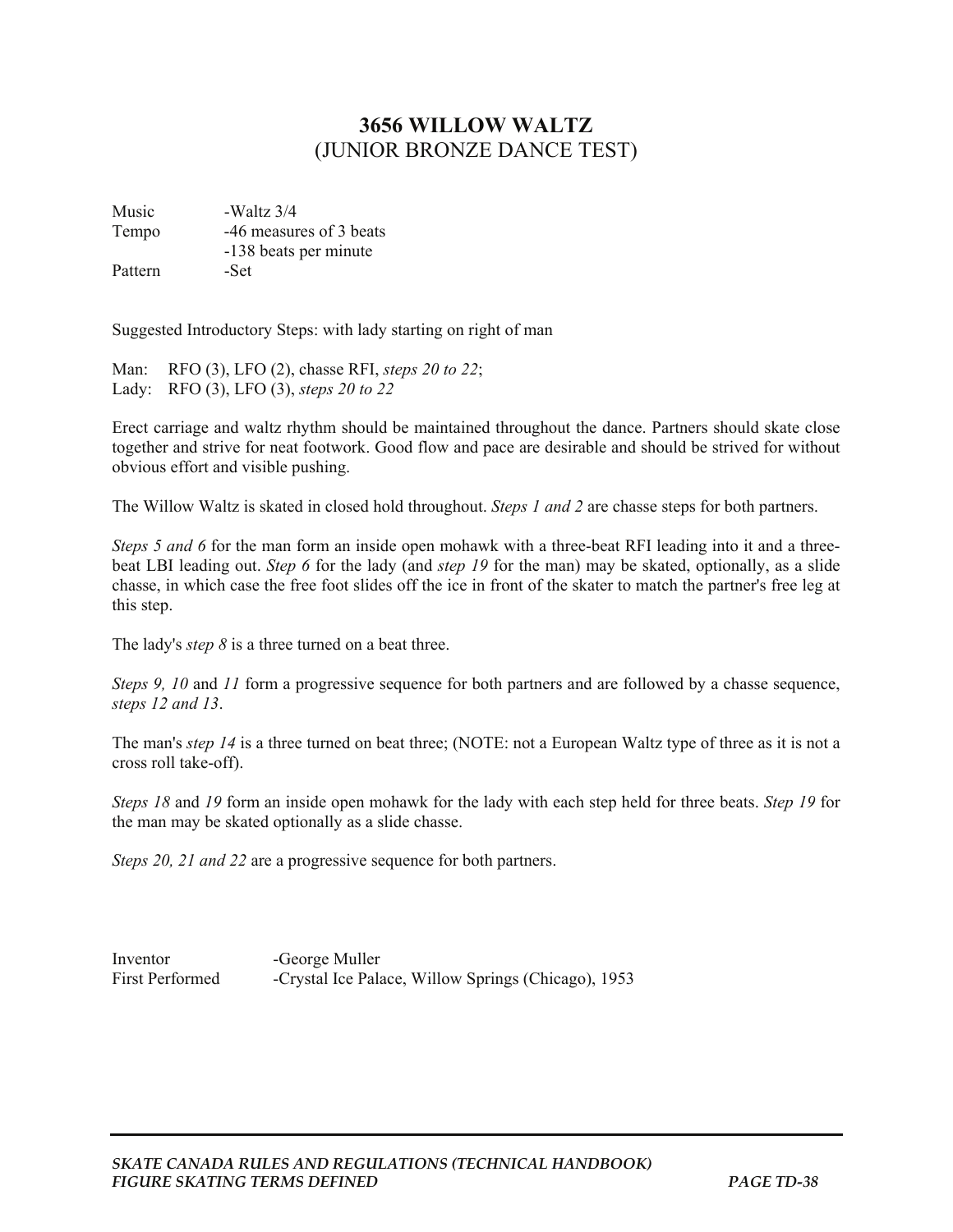# 3656 WILLOW WALTZ
## (JUNIOR BRONZE DANCE TEST)

| | |
|---|---|
| Music | -Waltz 3/4 |
| Tempo | -46 measures of 3 beats |
| | -138 beats per minute |
| Pattern | -Set |

Suggested Introductory Steps: with lady starting on right of man

Man: RFO (3), LFO (2), chasse RFI, *steps 20 to 22*;
Lady: RFO (3), LFO (3), *steps 20 to 22*

Erect carriage and waltz rhythm should be maintained throughout the dance. Partners should skate close together and strive for neat footwork. Good flow and pace are desirable and should be strived for without obvious effort and visible pushing.

The Willow Waltz is skated in closed hold throughout. *Steps 1 and 2* are chasse steps for both partners.

*Steps 5 and 6* for the man form an inside open mohawk with a three-beat RFI leading into it and a three-beat LBI leading out. *Step 6* for the lady (and *step 19* for the man) may be skated, optionally, as a slide chasse, in which case the free foot slides off the ice in front of the skater to match the partner's free leg at this step.

The lady's *step 8* is a three turned on a beat three.

*Steps 9, 10* and *11* form a progressive sequence for both partners and are followed by a chasse sequence, *steps 12 and 13*.

The man's *step 14* is a three turned on beat three; (NOTE: not a European Waltz type of three as it is not a cross roll take-off).

*Steps 18* and *19* form an inside open mohawk for the lady with each step held for three beats. *Step 19* for the man may be skated optionally as a slide chasse.

*Steps 20, 21 and 22* are a progressive sequence for both partners.

| | |
|---|---|
| Inventor | -George Muller |
| First Performed | -Crystal Ice Palace, Willow Springs (Chicago), 1953 |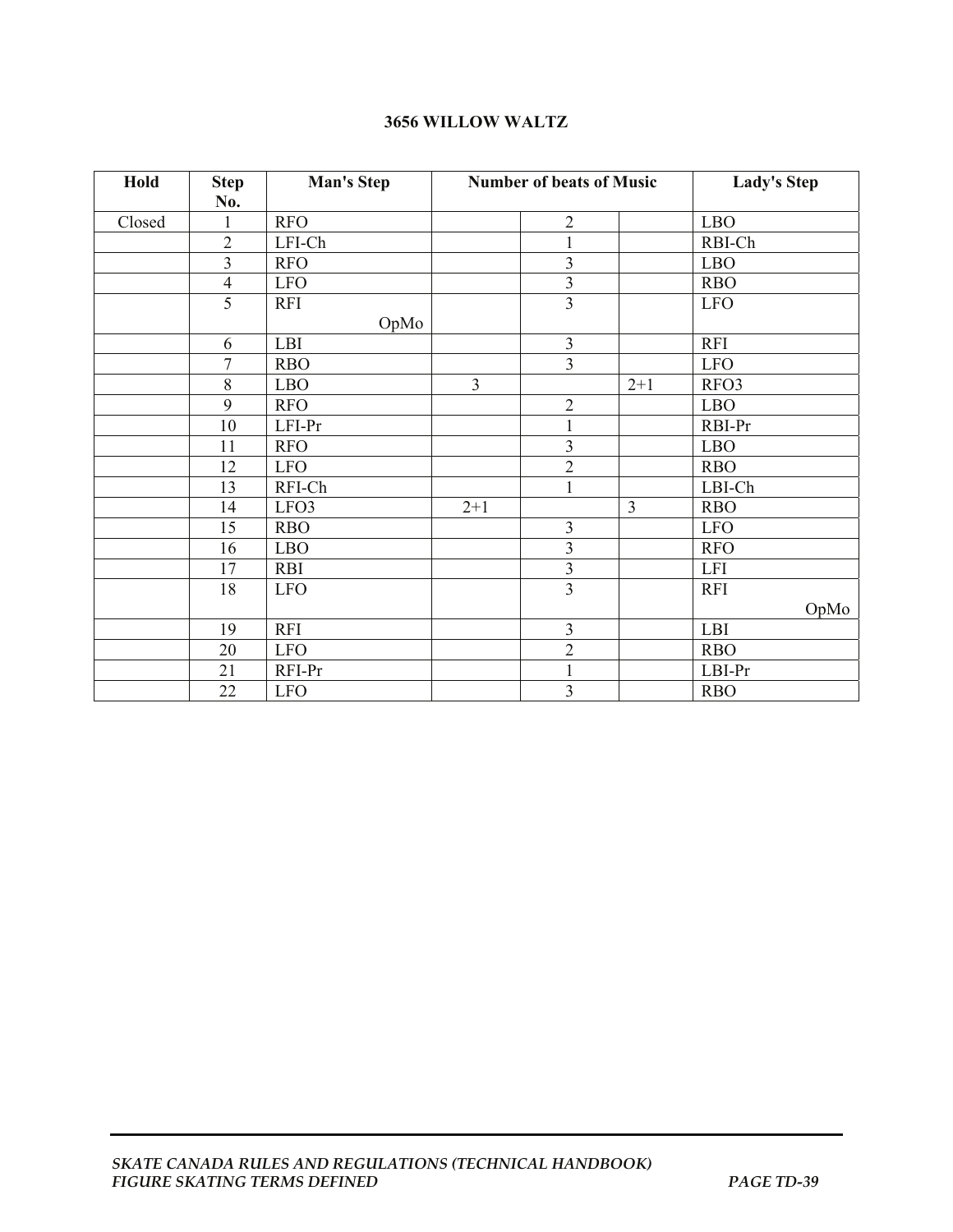**3656 WILLOW WALTZ**

| Hold | Step No. | Man's Step | Number of beats of Music | | | Lady's Step |
|---|---|---|---|---|---|---|
| Closed | 1 | RFO | | 2 | | LBO |
| | 2 | LFI-Ch | | 1 | | RBI-Ch |
| | 3 | RFO | | 3 | | LBO |
| | 4 | LFO | | 3 | | RBO |
| | 5 | RFI OpMo | | 3 | | LFO |
| | 6 | LBI | | 3 | | RFI |
| | 7 | RBO | | 3 | | LFO |
| | 8 | LBO | 3 | | 2+1 | RFO3 |
| | 9 | RFO | | 2 | | LBO |
| | 10 | LFI-Pr | | 1 | | RBI-Pr |
| | 11 | RFO | | 3 | | LBO |
| | 12 | LFO | | 2 | | RBO |
| | 13 | RFI-Ch | | 1 | | LBI-Ch |
| | 14 | LFO3 | 2+1 | | 3 | RBO |
| | 15 | RBO | | 3 | | LFO |
| | 16 | LBO | | 3 | | RFO |
| | 17 | RBI | | 3 | | LFI |
| | 18 | LFO | | 3 | | RFI OpMo |
| | 19 | RFI | | 3 | | LBI |
| | 20 | LFO | | 2 | | RBO |
| | 21 | RFI-Pr | | 1 | | LBI-Pr |
| | 22 | LFO | | 3 | | RBO |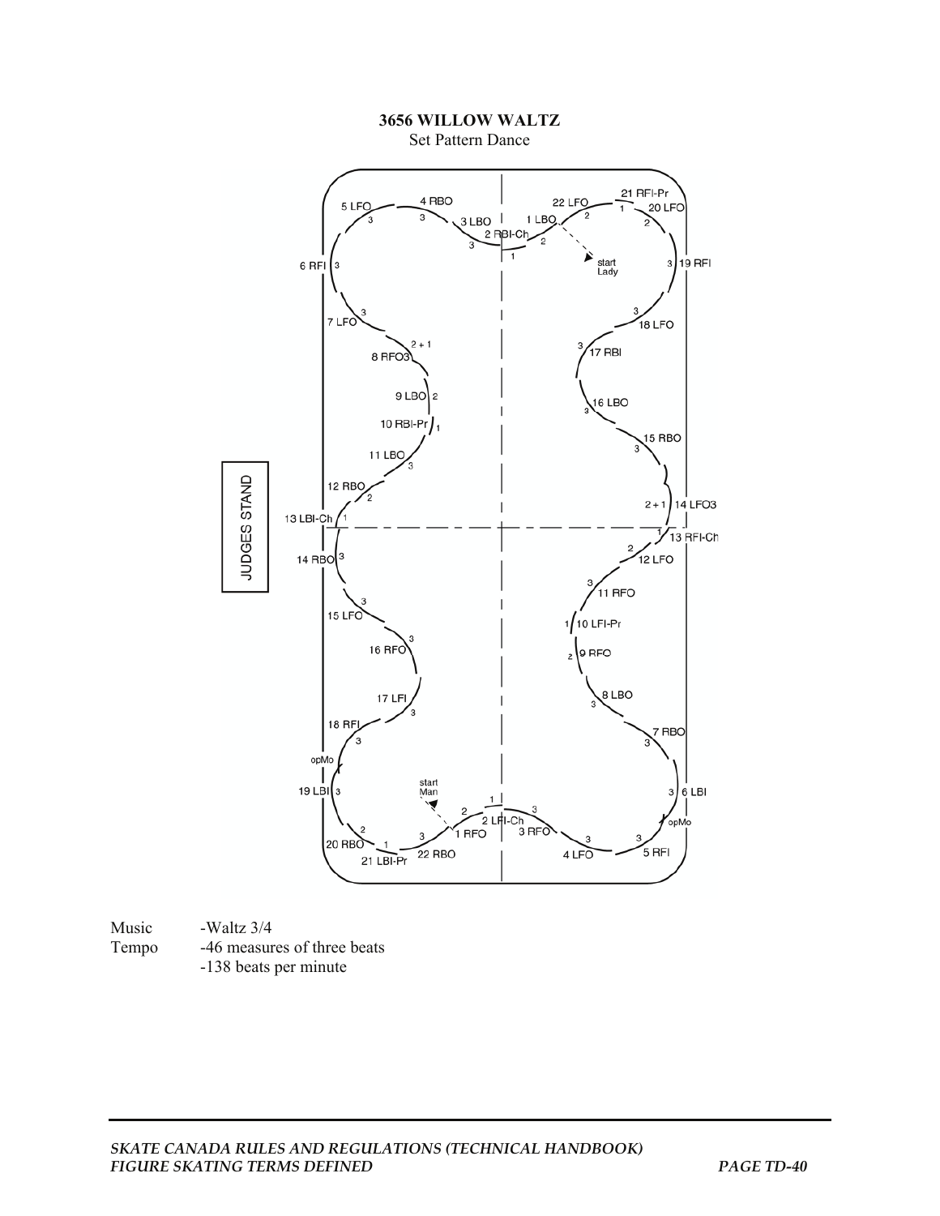# 3656 WILLOW WALTZ

Set Pattern Dance

JUDGES STAND

start Lady

start Man

1 LBO
2 RBI-Ch
3 LBO
4 RBO
5 LFO
6 RFI
7 LFO
8 RFO3
9 LBO
10 RBI-Pr
11 LBO
12 RBO
13 LBI-Ch
14 LFO3
15 RBO
16 LBO
17 RBI
18 LFO
19 RFI
20 LFO
21 RFI-Pr
22 LFO

1 RFO
2 LFI-Ch
3 RFO
4 LFO
5 RFI
6 LBI
opMo
7 RBO
8 LBO
9 RFO
10 LFI-Pr
11 RFO
12 LFO
13 RFI-Ch
14 RBO
15 LFO
16 RFO
17 LFI
18 RFI
opMo
19 LBI
20 RBO
21 LBI-Pr
22 RBO

Music -Waltz 3/4

Tempo -46 measures of three beats

-138 beats per minute